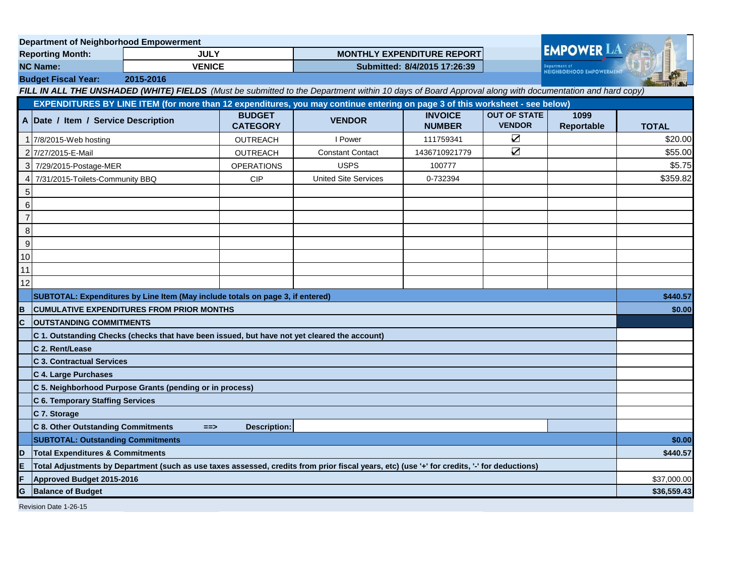**Department of Neighborhood Empowerment**

| | | | |
|---|---|---|---|
| **Reporting Month:** | **JULY** | **MONTHLY EXPENDITURE REPORT** | |
| **NC Name:** | **VENICE** | **Submitted: 8/4/2015 17:26:39** | |
| **Budget Fiscal Year:** | **2015-2016** | | |

***FILL IN ALL THE UNSHADED (WHITE) FIELDS*** *(Must be submitted to the Department within 10 days of Board Approval along with documentation and hard copy)*

**EXPENDITURES BY LINE ITEM (for more than 12 expenditures, you may continue entering on page 3 of this worksheet - see below)**

| A | Date / Item / Service Description | BUDGET CATEGORY | VENDOR | INVOICE NUMBER | OUT OF STATE VENDOR | 1099 Reportable | TOTAL |
|---|---|---|---|---|---|---|---|
| 1 | 7/8/2015-Web hosting | OUTREACH | I Power | 111759341 | ☑ | | $20.00 |
| 2 | 7/27/2015-E-Mail | OUTREACH | Constant Contact | 1436710921779 | ☑ | | $55.00 |
| 3 | 7/29/2015-Postage-MER | OPERATIONS | USPS | 100777 | | | $5.75 |
| 4 | 7/31/2015-Toilets-Community BBQ | CIP | United Site Services | 0-732394 | | | $359.82 |
| 5 | | | | | | | |
| 6 | | | | | | | |
| 7 | | | | | | | |
| 8 | | | | | | | |
| 9 | | | | | | | |
| 10 | | | | | | | |
| 11 | | | | | | | |
| 12 | | | | | | | |
| | **SUBTOTAL: Expenditures by Line Item (May include totals on page 3, if entered)** | | | | | | **$440.57** |
| B | **CUMULATIVE EXPENDITURES FROM PRIOR MONTHS** | | | | | | **$0.00** |
| C | **OUTSTANDING COMMITMENTS** | | | | | | |
| | **C 1. Outstanding Checks (checks that have been issued, but have not yet cleared the account)** | | | | | | |
| | **C 2. Rent/Lease** | | | | | | |
| | **C 3. Contractual Services** | | | | | | |
| | **C 4. Large Purchases** | | | | | | |
| | **C 5. Neighborhood Purpose Grants (pending or in process)** | | | | | | |
| | **C 6. Temporary Staffing Services** | | | | | | |
| | **C 7. Storage** | | | | | | |
| | **C 8. Other Outstanding Commitments ==>** | **Description:** | | | | | |
| | **SUBTOTAL: Outstanding Commitments** | | | | | | **$0.00** |
| D | **Total Expenditures & Commitments** | | | | | | **$440.57** |
| E | **Total Adjustments by Department (such as use taxes assessed, credits from prior fiscal years, etc) (use '+' for credits, '-' for deductions)** | | | | | | |
| F | **Approved Budget 2015-2016** | | | | | | $37,000.00 |
| G | **Balance of Budget** | | | | | | **$36,559.43** |

Revision Date 1-26-15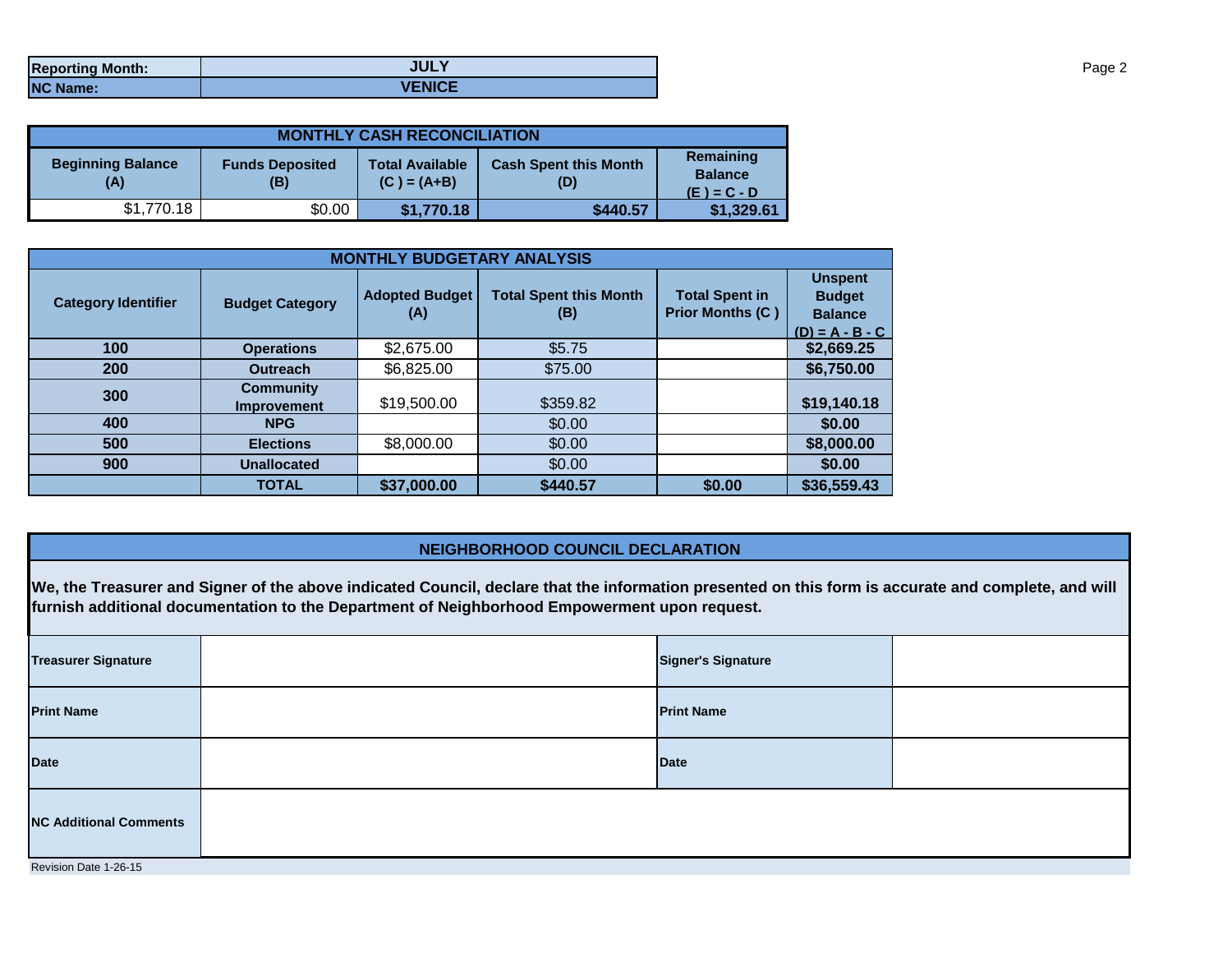| Reporting Month: | JULY |
|---|---|
| NC Name: | VENICE |

## MONTHLY CASH RECONCILIATION

| Beginning Balance (A) | Funds Deposited (B) | Total Available (C ) = (A+B) | Cash Spent this Month (D) | Remaining Balance (E ) = C - D |
|---|---|---|---|---|
| $1,770.18 | $0.00 | **$1,770.18** | **$440.57** | **$1,329.61** |

## MONTHLY BUDGETARY ANALYSIS

| Category Identifier | Budget Category | Adopted Budget (A) | Total Spent this Month (B) | Total Spent in Prior Months (C ) | Unspent Budget Balance (D) = A - B - C |
|---|---|---|---|---|---|
| **100** | **Operations** | $2,675.00 | $5.75 | | **$2,669.25** |
| **200** | **Outreach** | $6,825.00 | $75.00 | | **$6,750.00** |
| **300** | **Community Improvement** | $19,500.00 | $359.82 | | **$19,140.18** |
| **400** | **NPG** | | $0.00 | | **$0.00** |
| **500** | **Elections** | $8,000.00 | $0.00 | | **$8,000.00** |
| **900** | **Unallocated** | | $0.00 | | **$0.00** |
| | **TOTAL** | **$37,000.00** | **$440.57** | **$0.00** | **$36,559.43** |

## NEIGHBORHOOD COUNCIL DECLARATION

**We, the Treasurer and Signer of the above indicated Council, declare that the information presented on this form is accurate and complete, and will furnish additional documentation to the Department of Neighborhood Empowerment upon request.**

| **Treasurer Signature** | | **Signer's Signature** | |
|---|---|---|---|
| **Print Name** | | **Print Name** | |
| **Date** | | **Date** | |
| **NC Additional Comments** | | | |

Revision Date 1-26-15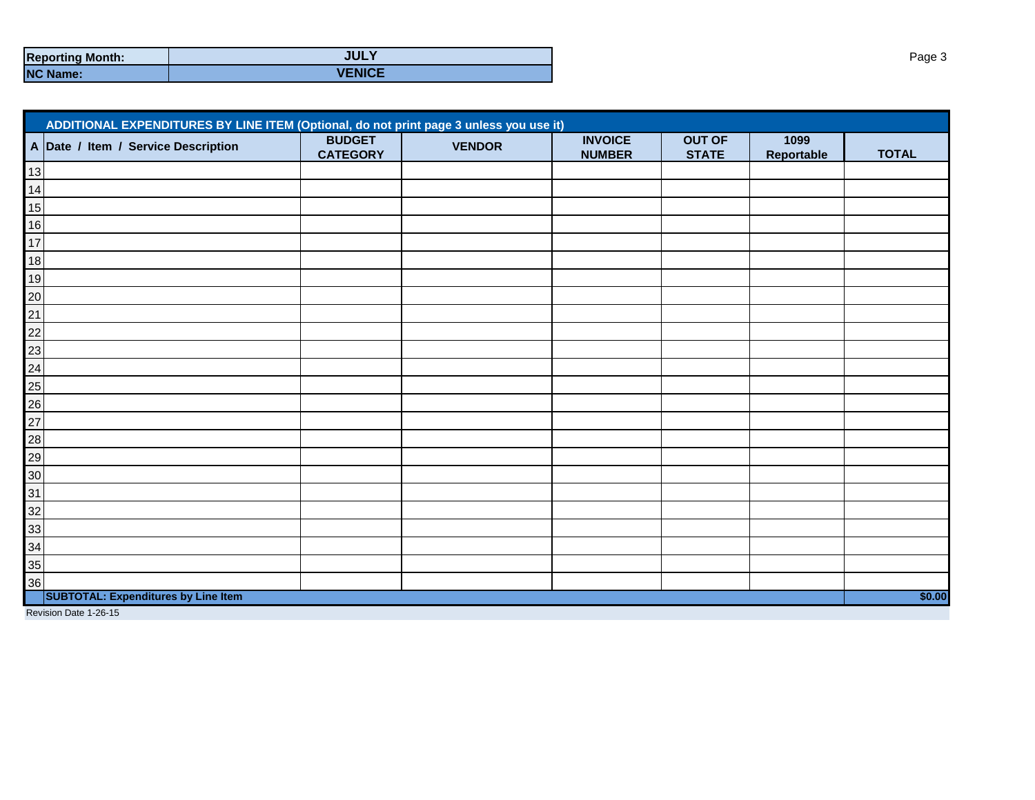| Reporting Month: | JULY |
|---|---|
| NC Name: | VENICE |

## ADDITIONAL EXPENDITURES BY LINE ITEM (Optional, do not print page 3 unless you use it)

| A | Date / Item / Service Description | BUDGET CATEGORY | VENDOR | INVOICE NUMBER | OUT OF STATE | 1099 Reportable | TOTAL |
|---|---|---|---|---|---|---|---|
| 13 | | | | | | | |
| 14 | | | | | | | |
| 15 | | | | | | | |
| 16 | | | | | | | |
| 17 | | | | | | | |
| 18 | | | | | | | |
| 19 | | | | | | | |
| 20 | | | | | | | |
| 21 | | | | | | | |
| 22 | | | | | | | |
| 23 | | | | | | | |
| 24 | | | | | | | |
| 25 | | | | | | | |
| 26 | | | | | | | |
| 27 | | | | | | | |
| 28 | | | | | | | |
| 29 | | | | | | | |
| 30 | | | | | | | |
| 31 | | | | | | | |
| 32 | | | | | | | |
| 33 | | | | | | | |
| 34 | | | | | | | |
| 35 | | | | | | | |
| 36 | | | | | | | |
| | SUBTOTAL: Expenditures by Line Item | | | | | | $0.00 |

Revision Date 1-26-15